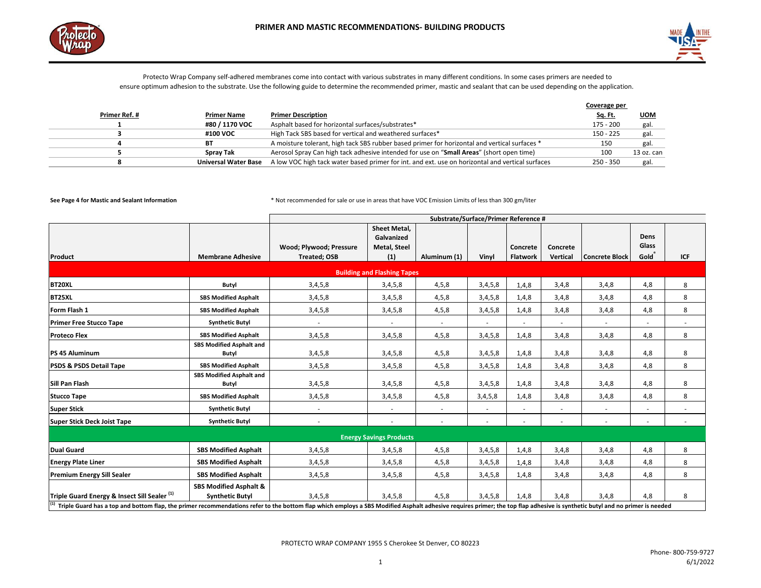# PRIMER AND MASTIC RECOMMENDATIONS- BUILDING PRODUCTS

Protecto Wrap Company self-adhered membranes come into contact with various substrates in many different conditions. In some cases primers are needed to ensure optimum adhesion to the substrate. Use the following guide to determine the recommended primer, mastic and sealant that can be used depending on the application.

| Primer Ref. # | Primer Name | Primer Description | Coverage per Sq. Ft. | UOM |
|---|---|---|---|---|
| 1 | #80 / 1170 VOC | Asphalt based for horizontal surfaces/substrates* | 175 - 200 | gal. |
| 3 | #100 VOC | High Tack SBS based for vertical and weathered surfaces* | 150 - 225 | gal. |
| 4 | BT | A moisture tolerant, high tack SBS rubber based primer for horizontal and vertical surfaces * | 150 | gal. |
| 5 | Spray Tak | Aerosol Spray Can high tack adhesive intended for use on "**Small Areas**" (short open time) | 100 | 13 oz. can |
| 8 | Universal Water Base | A low VOC high tack water based primer for int. and ext. use on horizontal and vertical surfaces | 250 - 350 | gal. |

**See Page 4 for Mastic and Sealant Information**

* Not recommended for sale or use in areas that have VOC Emission Limits of less than 300 gm/liter

| | | Substrate/Surface/Primer Reference # | | | | | | | | |
|---|---|---|---|---|---|---|---|---|---|---|
| **Product** | **Membrane Adhesive** | **Wood; Plywood; Pressure Treated; OSB** | **Sheet Metal, Galvanized Metal, Steel (1)** | **Aluminum (1)** | **Vinyl** | **Concrete Flatwork** | **Concrete Vertical** | **Concrete Block** | **Dens Glass Gold®** | **ICF** |
| **Building and Flashing Tapes** | | | | | | | | | | |
| **BT20XL** | Butyl | 3,4,5,8 | 3,4,5,8 | 4,5,8 | 3,4,5,8 | 1,4,8 | 3,4,8 | 3,4,8 | 4,8 | 8 |
| **BT25XL** | SBS Modified Asphalt | 3,4,5,8 | 3,4,5,8 | 4,5,8 | 3,4,5,8 | 1,4,8 | 3,4,8 | 3,4,8 | 4,8 | 8 |
| **Form Flash 1** | SBS Modified Asphalt | 3,4,5,8 | 3,4,5,8 | 4,5,8 | 3,4,5,8 | 1,4,8 | 3,4,8 | 3,4,8 | 4,8 | 8 |
| **Primer Free Stucco Tape** | Synthetic Butyl | - | - | - | - | - | - | - | - | - |
| **Proteco Flex** | SBS Modified Asphalt | 3,4,5,8 | 3,4,5,8 | 4,5,8 | 3,4,5,8 | 1,4,8 | 3,4,8 | 3,4,8 | 4,8 | 8 |
| **PS 45 Aluminum** | SBS Modified Asphalt and Butyl | 3,4,5,8 | 3,4,5,8 | 4,5,8 | 3,4,5,8 | 1,4,8 | 3,4,8 | 3,4,8 | 4,8 | 8 |
| **PSDS & PSDS Detail Tape** | SBS Modified Asphalt | 3,4,5,8 | 3,4,5,8 | 4,5,8 | 3,4,5,8 | 1,4,8 | 3,4,8 | 3,4,8 | 4,8 | 8 |
| **Sill Pan Flash** | SBS Modified Asphalt and Butyl | 3,4,5,8 | 3,4,5,8 | 4,5,8 | 3,4,5,8 | 1,4,8 | 3,4,8 | 3,4,8 | 4,8 | 8 |
| **Stucco Tape** | SBS Modified Asphalt | 3,4,5,8 | 3,4,5,8 | 4,5,8 | 3,4,5,8 | 1,4,8 | 3,4,8 | 3,4,8 | 4,8 | 8 |
| **Super Stick** | Synthetic Butyl | - | - | - | - | - | - | - | - | - |
| **Super Stick Deck Joist Tape** | Synthetic Butyl | - | - | - | - | - | - | - | - | - |
| **Energy Savings Products** | | | | | | | | | | |
| **Dual Guard** | SBS Modified Asphalt | 3,4,5,8 | 3,4,5,8 | 4,5,8 | 3,4,5,8 | 1,4,8 | 3,4,8 | 3,4,8 | 4,8 | 8 |
| **Energy Plate Liner** | SBS Modified Asphalt | 3,4,5,8 | 3,4,5,8 | 4,5,8 | 3,4,5,8 | 1,4,8 | 3,4,8 | 3,4,8 | 4,8 | 8 |
| **Premium Energy Sill Sealer** | SBS Modified Asphalt | 3,4,5,8 | 3,4,5,8 | 4,5,8 | 3,4,5,8 | 1,4,8 | 3,4,8 | 3,4,8 | 4,8 | 8 |
| **Triple Guard Energy & Insect Sill Sealer (1)** | SBS Modified Asphalt & Synthetic Butyl | 3,4,5,8 | 3,4,5,8 | 4,5,8 | 3,4,5,8 | 1,4,8 | 3,4,8 | 3,4,8 | 4,8 | 8 |

**(1) Triple Guard has a top and bottom flap, the primer recommendations refer to the bottom flap which employs a SBS Modified Asphalt adhesive requires primer; the top flap adhesive is synthetic butyl and no primer is needed**

PROTECTO WRAP COMPANY 1955 S Cherokee St Denver, CO 80223

Phone- 800-759-9727

6/1/2022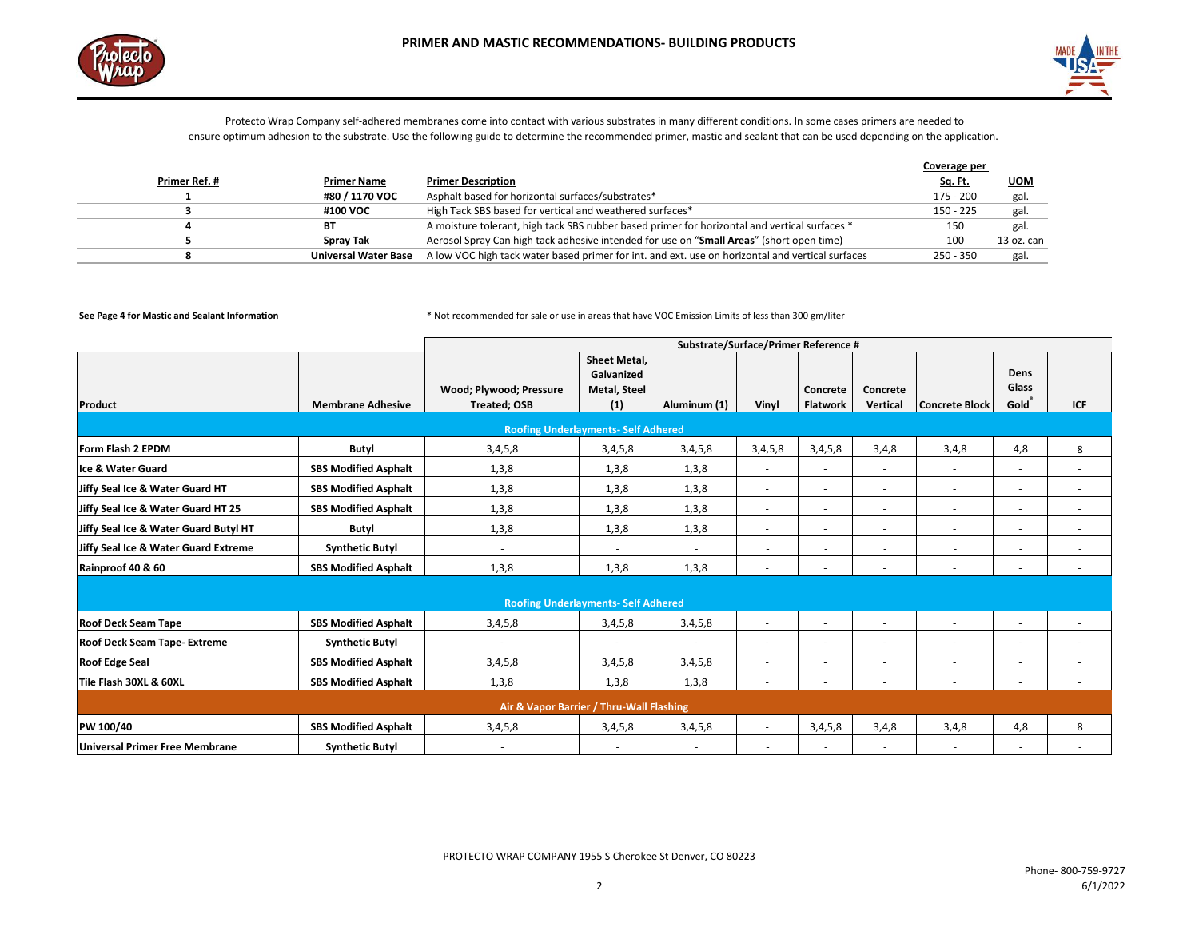# PRIMER AND MASTIC RECOMMENDATIONS- BUILDING PRODUCTS

Protecto Wrap Company self-adhered membranes come into contact with various substrates in many different conditions. In some cases primers are needed to ensure optimum adhesion to the substrate. Use the following guide to determine the recommended primer, mastic and sealant that can be used depending on the application.

| Primer Ref. # | Primer Name | Primer Description | Coverage per Sq. Ft. | UOM |
|---|---|---|---|---|
| 1 | #80 / 1170 VOC | Asphalt based for horizontal surfaces/substrates* | 175 - 200 | gal. |
| 3 | #100 VOC | High Tack SBS based for vertical and weathered surfaces* | 150 - 225 | gal. |
| 4 | BT | A moisture tolerant, high tack SBS rubber based primer for horizontal and vertical surfaces * | 150 | gal. |
| 5 | Spray Tak | Aerosol Spray Can high tack adhesive intended for use on "**Small Areas**" (short open time) | 100 | 13 oz. can |
| 8 | Universal Water Base | A low VOC high tack water based primer for int. and ext. use on horizontal and vertical surfaces | 250 - 350 | gal. |

**See Page 4 for Mastic and Sealant Information**

\* Not recommended for sale or use in areas that have VOC Emission Limits of less than 300 gm/liter

| | | Substrate/Surface/Primer Reference # | | | | | | | | |
|---|---|---|---|---|---|---|---|---|---|---|
| **Product** | **Membrane Adhesive** | **Wood; Plywood; Pressure Treated; OSB** | **Sheet Metal, Galvanized Metal, Steel (1)** | **Aluminum (1)** | **Vinyl** | **Concrete Flatwork** | **Concrete Vertical** | **Concrete Block** | **Dens Glass Gold®** | **ICF** |
| **Roofing Underlayments- Self Adhered** | | | | | | | | | | |
| **Form Flash 2 EPDM** | **Butyl** | 3,4,5,8 | 3,4,5,8 | 3,4,5,8 | 3,4,5,8 | 3,4,5,8 | 3,4,8 | 3,4,8 | 4,8 | 8 |
| **Ice & Water Guard** | **SBS Modified Asphalt** | 1,3,8 | 1,3,8 | 1,3,8 | - | - | - | - | - | - |
| **Jiffy Seal Ice & Water Guard HT** | **SBS Modified Asphalt** | 1,3,8 | 1,3,8 | 1,3,8 | - | - | - | - | - | - |
| **Jiffy Seal Ice & Water Guard HT 25** | **SBS Modified Asphalt** | 1,3,8 | 1,3,8 | 1,3,8 | - | - | - | - | - | - |
| **Jiffy Seal Ice & Water Guard Butyl HT** | **Butyl** | 1,3,8 | 1,3,8 | 1,3,8 | - | - | - | - | - | - |
| **Jiffy Seal Ice & Water Guard Extreme** | **Synthetic Butyl** | - | - | - | - | - | - | - | - | - |
| **Rainproof 40 & 60** | **SBS Modified Asphalt** | 1,3,8 | 1,3,8 | 1,3,8 | - | - | - | - | - | - |
| **Roofing Underlayments- Self Adhered** | | | | | | | | | | |
| **Roof Deck Seam Tape** | **SBS Modified Asphalt** | 3,4,5,8 | 3,4,5,8 | 3,4,5,8 | - | - | - | - | - | - |
| **Roof Deck Seam Tape- Extreme** | **Synthetic Butyl** | - | - | - | - | - | - | - | - | - |
| **Roof Edge Seal** | **SBS Modified Asphalt** | 3,4,5,8 | 3,4,5,8 | 3,4,5,8 | - | - | - | - | - | - |
| **Tile Flash 30XL & 60XL** | **SBS Modified Asphalt** | 1,3,8 | 1,3,8 | 1,3,8 | - | - | - | - | - | - |
| **Air & Vapor Barrier / Thru-Wall Flashing** | | | | | | | | | | |
| **PW 100/40** | **SBS Modified Asphalt** | 3,4,5,8 | 3,4,5,8 | 3,4,5,8 | - | 3,4,5,8 | 3,4,8 | 3,4,8 | 4,8 | 8 |
| **Universal Primer Free Membrane** | **Synthetic Butyl** | - | - | - | - | - | - | - | - | - |

PROTECTO WRAP COMPANY 1955 S Cherokee St Denver, CO 80223

Phone- 800-759-9727

6/1/2022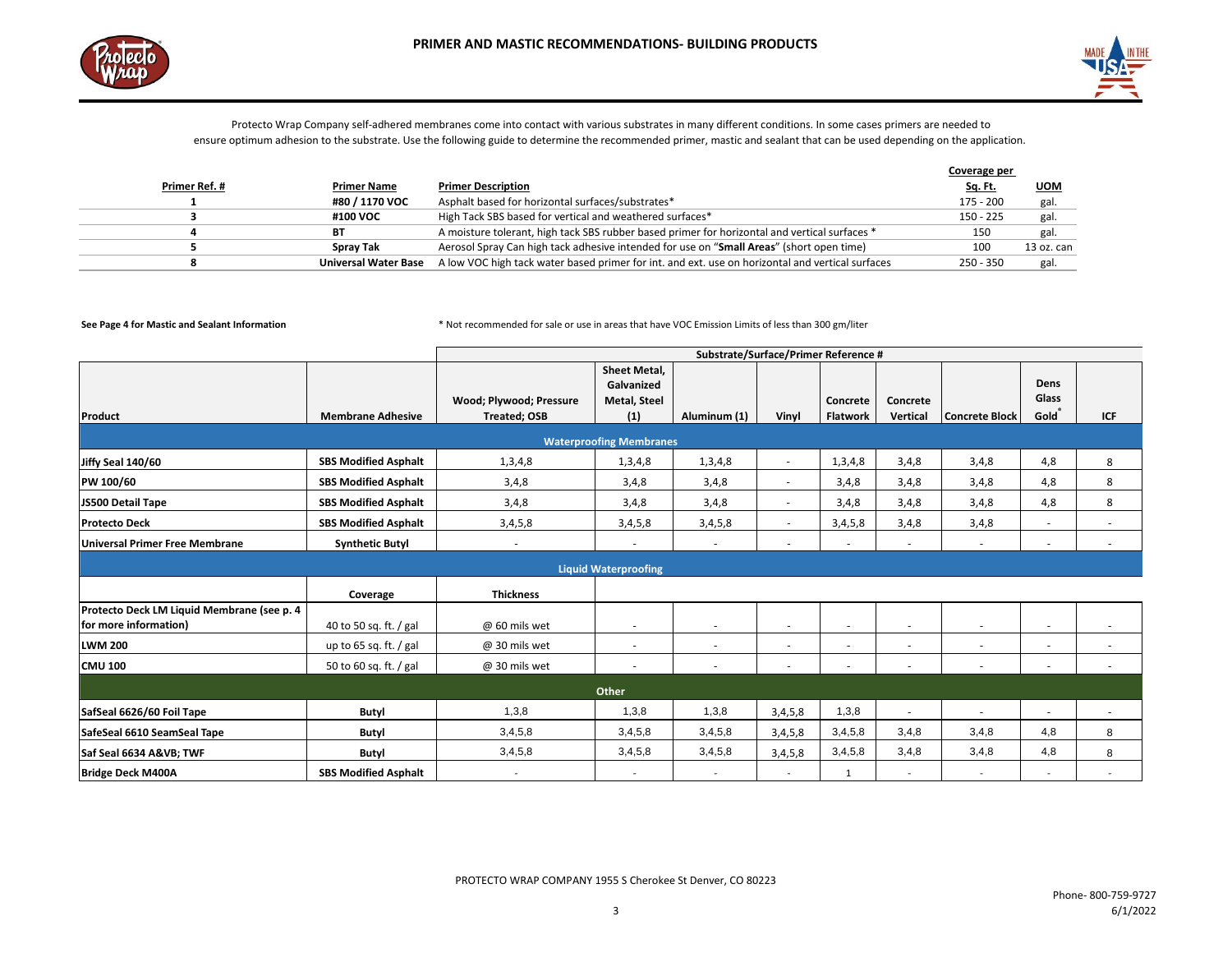# PRIMER AND MASTIC RECOMMENDATIONS- BUILDING PRODUCTS

Protecto Wrap Company self-adhered membranes come into contact with various substrates in many different conditions. In some cases primers are needed to ensure optimum adhesion to the substrate. Use the following guide to determine the recommended primer, mastic and sealant that can be used depending on the application.

| Primer Ref. # | Primer Name | Primer Description | Coverage per Sq. Ft. | UOM |
|---|---|---|---|---|
| 1 | #80 / 1170 VOC | Asphalt based for horizontal surfaces/substrates* | 175 - 200 | gal. |
| 3 | #100 VOC | High Tack SBS based for vertical and weathered surfaces* | 150 - 225 | gal. |
| 4 | BT | A moisture tolerant, high tack SBS rubber based primer for horizontal and vertical surfaces * | 150 | gal. |
| 5 | Spray Tak | Aerosol Spray Can high tack adhesive intended for use on "**Small Areas**" (short open time) | 100 | 13 oz. can |
| 8 | Universal Water Base | A low VOC high tack water based primer for int. and ext. use on horizontal and vertical surfaces | 250 - 350 | gal. |

**See Page 4 for Mastic and Sealant Information**

* Not recommended for sale or use in areas that have VOC Emission Limits of less than 300 gm/liter

| | | Substrate/Surface/Primer Reference # | | | | | | | | |
|---|---|---|---|---|---|---|---|---|---|---|
| **Product** | **Membrane Adhesive** | **Wood; Plywood; Pressure Treated; OSB** | **Sheet Metal, Galvanized Metal, Steel (1)** | **Aluminum (1)** | **Vinyl** | **Concrete Flatwork** | **Concrete Vertical** | **Concrete Block** | **Dens Glass Gold®** | **ICF** |
| **Waterproofing Membranes** | | | | | | | | | | |
| **Jiffy Seal 140/60** | **SBS Modified Asphalt** | 1,3,4,8 | 1,3,4,8 | 1,3,4,8 | - | 1,3,4,8 | 3,4,8 | 3,4,8 | 4,8 | 8 |
| **PW 100/60** | **SBS Modified Asphalt** | 3,4,8 | 3,4,8 | 3,4,8 | - | 3,4,8 | 3,4,8 | 3,4,8 | 4,8 | 8 |
| **JS500 Detail Tape** | **SBS Modified Asphalt** | 3,4,8 | 3,4,8 | 3,4,8 | - | 3,4,8 | 3,4,8 | 3,4,8 | 4,8 | 8 |
| **Protecto Deck** | **SBS Modified Asphalt** | 3,4,5,8 | 3,4,5,8 | 3,4,5,8 | - | 3,4,5,8 | 3,4,8 | 3,4,8 | - | - |
| **Universal Primer Free Membrane** | **Synthetic Butyl** | - | - | - | - | - | - | - | - | - |
| **Liquid Waterproofing** | | | | | | | | | | |
| | **Coverage** | **Thickness** | | | | | | | | |
| **Protecto Deck LM Liquid Membrane (see p. 4 for more information)** | 40 to 50 sq. ft. / gal | @ 60 mils wet | - | - | - | - | - | - | - | - |
| **LWM 200** | up to 65 sq. ft. / gal | @ 30 mils wet | - | - | - | - | - | - | - | - |
| **CMU 100** | 50 to 60 sq. ft. / gal | @ 30 mils wet | - | - | - | - | - | - | - | - |
| **Other** | | | | | | | | | | |
| **SafSeal 6626/60 Foil Tape** | **Butyl** | 1,3,8 | 1,3,8 | 1,3,8 | 3,4,5,8 | 1,3,8 | - | - | - | - |
| **SafeSeal 6610 SeamSeal Tape** | **Butyl** | 3,4,5,8 | 3,4,5,8 | 3,4,5,8 | 3,4,5,8 | 3,4,5,8 | 3,4,8 | 3,4,8 | 4,8 | 8 |
| **Saf Seal 6634 A&VB; TWF** | **Butyl** | 3,4,5,8 | 3,4,5,8 | 3,4,5,8 | 3,4,5,8 | 3,4,5,8 | 3,4,8 | 3,4,8 | 4,8 | 8 |
| **Bridge Deck M400A** | **SBS Modified Asphalt** | - | - | - | - | 1 | - | - | - | - |

PROTECTO WRAP COMPANY 1955 S Cherokee St Denver, CO 80223

Phone- 800-759-9727
6/1/2022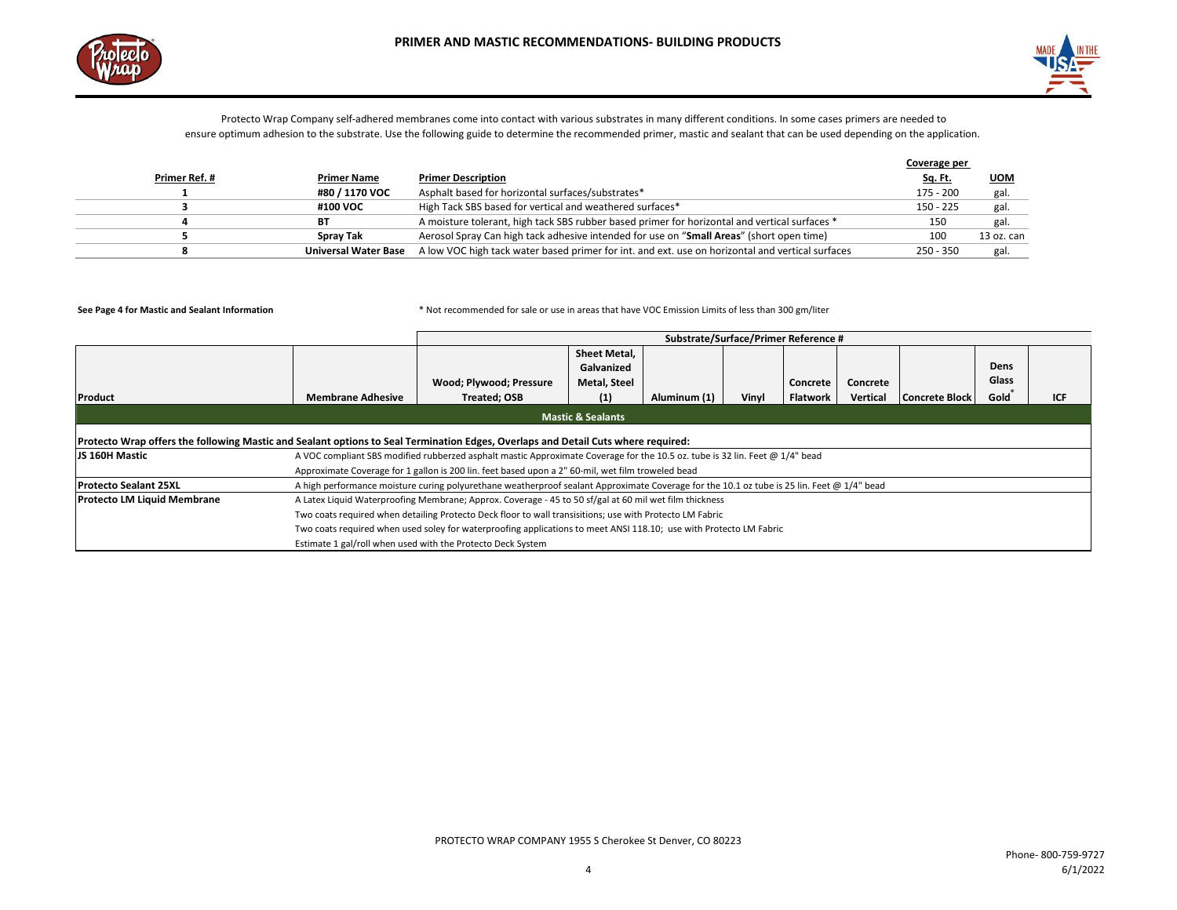# PRIMER AND MASTIC RECOMMENDATIONS- BUILDING PRODUCTS

Protecto Wrap Company self-adhered membranes come into contact with various substrates in many different conditions. In some cases primers are needed to ensure optimum adhesion to the substrate. Use the following guide to determine the recommended primer, mastic and sealant that can be used depending on the application.

| Primer Ref. # | Primer Name | Primer Description | Coverage per Sq. Ft. | UOM |
|---|---|---|---|---|
| 1 | #80 / 1170 VOC | Asphalt based for horizontal surfaces/substrates* | 175 - 200 | gal. |
| 3 | #100 VOC | High Tack SBS based for vertical and weathered surfaces* | 150 - 225 | gal. |
| 4 | BT | A moisture tolerant, high tack SBS rubber based primer for horizontal and vertical surfaces * | 150 | gal. |
| 5 | Spray Tak | Aerosol Spray Can high tack adhesive intended for use on "**Small Areas**" (short open time) | 100 | 13 oz. can |
| 8 | Universal Water Base | A low VOC high tack water based primer for int. and ext. use on horizontal and vertical surfaces | 250 - 350 | gal. |

**See Page 4 for Mastic and Sealant Information**

* Not recommended for sale or use in areas that have VOC Emission Limits of less than 300 gm/liter

| | | Substrate/Surface/Primer Reference # | | | | | | | | |
|---|---|---|---|---|---|---|---|---|---|---|
| **Product** | **Membrane Adhesive** | **Wood; Plywood; Pressure Treated; OSB** | **Sheet Metal, Galvanized Metal, Steel (1)** | **Aluminum (1)** | **Vinyl** | **Concrete Flatwork** | **Concrete Vertical** | **Concrete Block** | **Dens Glass Gold®** | **ICF** |

## Mastic & Sealants

**Protecto Wrap offers the following Mastic and Sealant options to Seal Termination Edges, Overlaps and Detail Cuts where required:**

| Product | Description |
|---|---|
| **JS 160H Mastic** | A VOC compliant SBS modified rubberzed asphalt mastic Approximate Coverage for the 10.5 oz. tube is 32 lin. Feet @ 1/4" bead |
| | Approximate Coverage for 1 gallon is 200 lin. feet based upon a 2" 60-mil, wet film troweled bead |
| **Protecto Sealant 25XL** | A high performance moisture curing polyurethane weatherproof sealant Approximate Coverage for the 10.1 oz tube is 25 lin. Feet @ 1/4" bead |
| **Protecto LM Liquid Membrane** | A Latex Liquid Waterproofing Membrane; Approx. Coverage - 45 to 50 sf/gal at 60 mil wet film thickness |
| | Two coats required when detailing Protecto Deck floor to wall transisitions; use with Protecto LM Fabric |
| | Two coats required when used soley for waterproofing applications to meet ANSI 118.10; use with Protecto LM Fabric |
| | Estimate 1 gal/roll when used with the Protecto Deck System |

PROTECTO WRAP COMPANY 1955 S Cherokee St Denver, CO 80223

Phone- 800-759-9727
6/1/2022